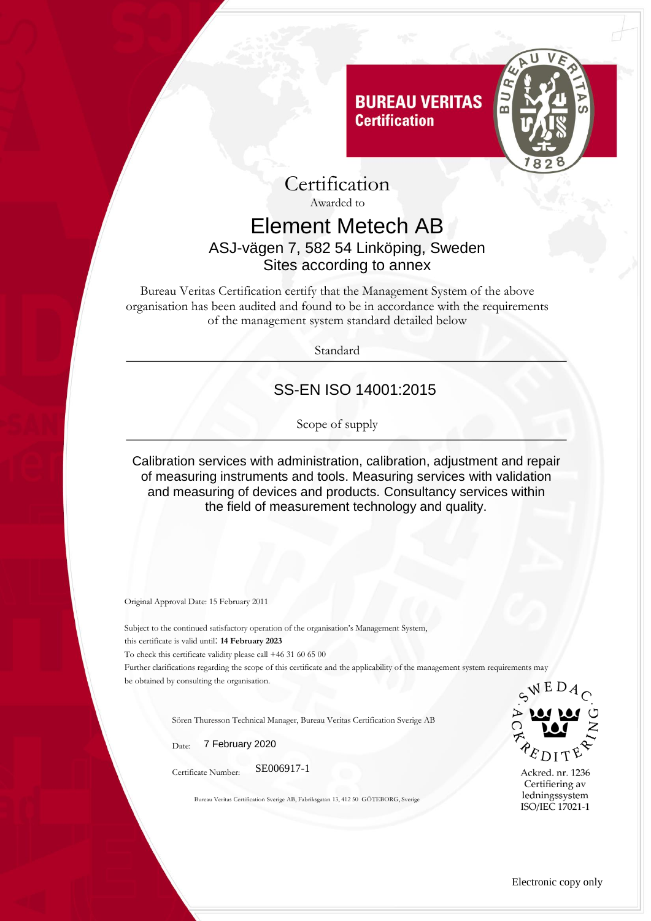**BUREAU VERITAS**
**Certification**

# Certification

Awarded to

## Element Metech AB

ASJ-vägen 7, 582 54 Linköping, Sweden

Sites according to annex

Bureau Veritas Certification certify that the Management System of the above organisation has been audited and found to be in accordance with the requirements of the management system standard detailed below

Standard

## SS-EN ISO 14001:2015

Scope of supply

Calibration services with administration, calibration, adjustment and repair of measuring instruments and tools. Measuring services with validation and measuring of devices and products. Consultancy services within the field of measurement technology and quality.

Original Approval Date: 15 February 2011

Subject to the continued satisfactory operation of the organisation's Management System, this certificate is valid until: **14 February 2023**

To check this certificate validity please call +46 31 60 65 00

Further clarifications regarding the scope of this certificate and the applicability of the management system requirements may be obtained by consulting the organisation.

Sören Thuresson Technical Manager, Bureau Veritas Certification Sverige AB

Date: 7 February 2020

Certificate Number: SE006917-1

Bureau Veritas Certification Sverige AB, Fabriksgatan 13, 412 50 GÖTEBORG, Sverige

SWEDAC ACKREDITERING

Ackred. nr. 1236
Certifiering av ledningssystem
ISO/IEC 17021-1

Electronic copy only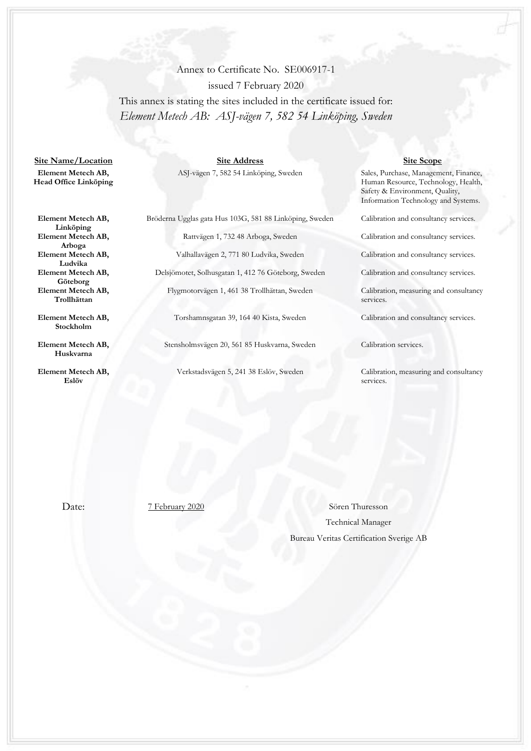Annex to Certificate No. SE006917-1

issued 7 February 2020

This annex is stating the sites included in the certificate issued for:

*Element Metech AB: ASJ-vägen 7, 582 54 Linköping, Sweden*

| Site Name/Location | Site Address | Site Scope |
|---|---|---|
| **Element Metech AB, Head Office Linköping** | ASJ-vägen 7, 582 54 Linköping, Sweden | Sales, Purchase, Management, Finance, Human Resource, Technology, Health, Safety & Environment, Quality, Information Technology and Systems. |
| **Element Metech AB, Linköping** | Bröderna Ugglas gata Hus 103G, 581 88 Linköping, Sweden | Calibration and consultancy services. |
| **Element Metech AB, Arboga** | Rattvägen 1, 732 48 Arboga, Sweden | Calibration and consultancy services. |
| **Element Metech AB, Ludvika** | Valhallavägen 2, 771 80 Ludvika, Sweden | Calibration and consultancy services. |
| **Element Metech AB, Göteborg** | Delsjömotet, Solhusgatan 1, 412 76 Göteborg, Sweden | Calibration and consultancy services. |
| **Element Metech AB, Trollhättan** | Flygmotorvägen 1, 461 38 Trollhättan, Sweden | Calibration, measuring and consultancy services. |
| **Element Metech AB, Stockholm** | Torshamnsgatan 39, 164 40 Kista, Sweden | Calibration and consultancy services. |
| **Element Metech AB, Huskvarna** | Stensholmsvägen 20, 561 85 Huskvarna, Sweden | Calibration services. |
| **Element Metech AB, Eslöv** | Verkstadsvägen 5, 241 38 Eslöv, Sweden | Calibration, measuring and consultancy services. |

Date: 7 February 2020

Sören Thuresson

Technical Manager

Bureau Veritas Certification Sverige AB